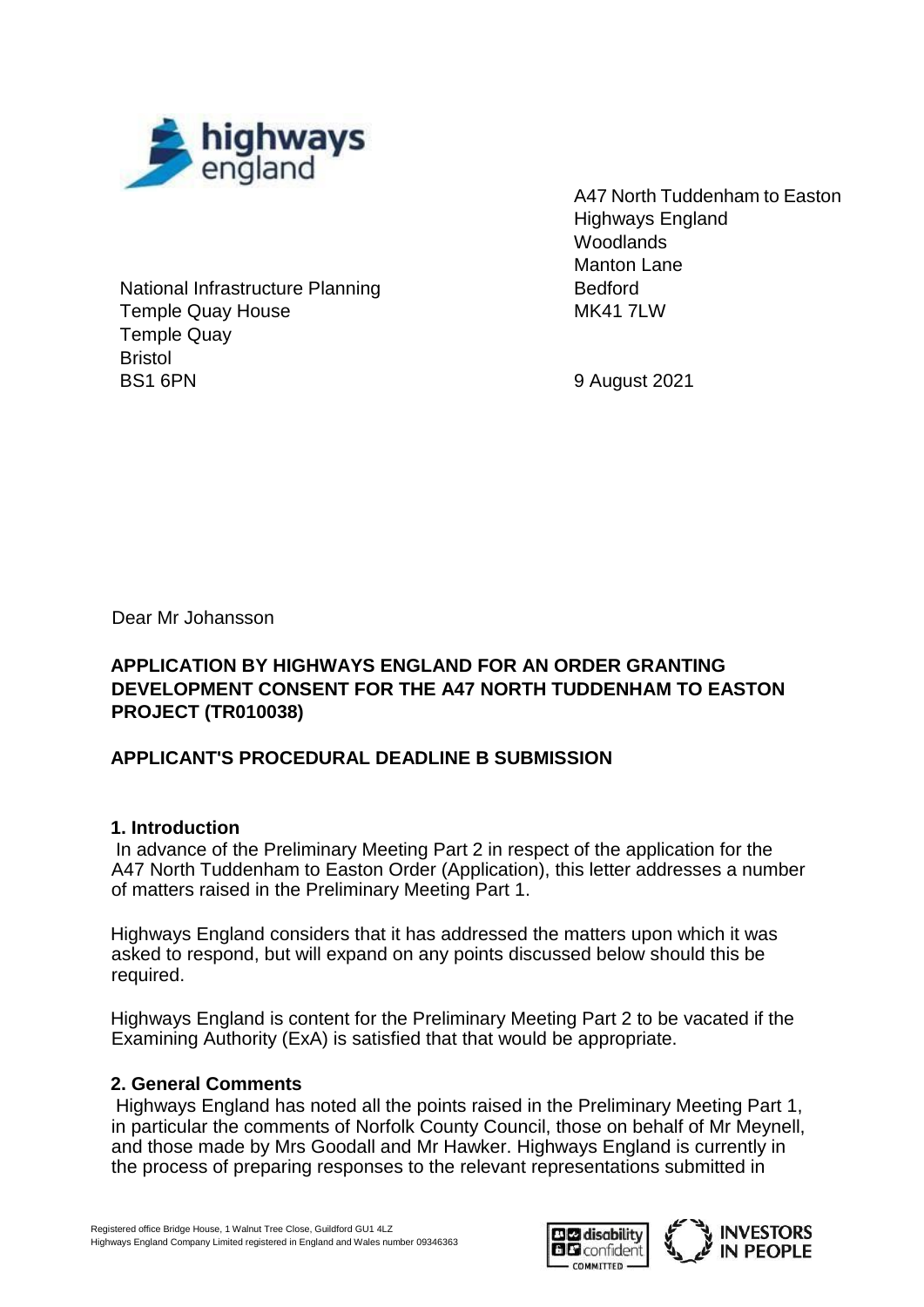A47 North Tuddenham to Easton
Highways England
Woodlands
Manton Lane
Bedford
MK41 7LW

National Infrastructure Planning
Temple Quay House
Temple Quay
Bristol
BS1 6PN

9 August 2021

Dear Mr Johansson

**APPLICATION BY HIGHWAYS ENGLAND FOR AN ORDER GRANTING DEVELOPMENT CONSENT FOR THE A47 NORTH TUDDENHAM TO EASTON PROJECT (TR010038)**

**APPLICANT'S PROCEDURAL DEADLINE B SUBMISSION**

## 1. Introduction

In advance of the Preliminary Meeting Part 2 in respect of the application for the A47 North Tuddenham to Easton Order (Application), this letter addresses a number of matters raised in the Preliminary Meeting Part 1.

Highways England considers that it has addressed the matters upon which it was asked to respond, but will expand on any points discussed below should this be required.

Highways England is content for the Preliminary Meeting Part 2 to be vacated if the Examining Authority (ExA) is satisfied that that would be appropriate.

## 2. General Comments

Highways England has noted all the points raised in the Preliminary Meeting Part 1, in particular the comments of Norfolk County Council, those on behalf of Mr Meynell, and those made by Mrs Goodall and Mr Hawker. Highways England is currently in the process of preparing responses to the relevant representations submitted in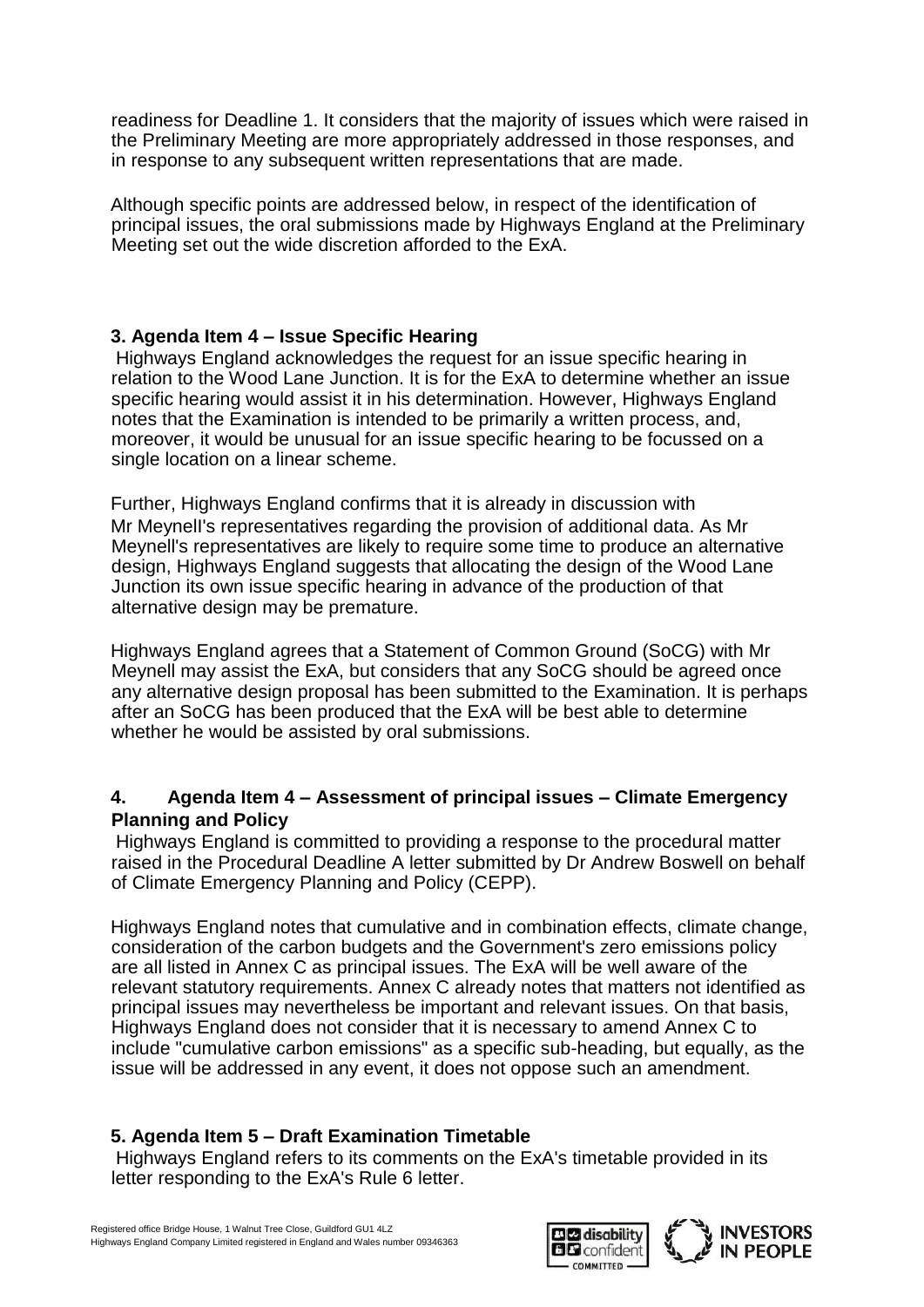readiness for Deadline 1. It considers that the majority of issues which were raised in the Preliminary Meeting are more appropriately addressed in those responses, and in response to any subsequent written representations that are made.

Although specific points are addressed below, in respect of the identification of principal issues, the oral submissions made by Highways England at the Preliminary Meeting set out the wide discretion afforded to the ExA.

### 3. Agenda Item 4 – Issue Specific Hearing

Highways England acknowledges the request for an issue specific hearing in relation to the Wood Lane Junction. It is for the ExA to determine whether an issue specific hearing would assist it in his determination. However, Highways England notes that the Examination is intended to be primarily a written process, and, moreover, it would be unusual for an issue specific hearing to be focussed on a single location on a linear scheme.

Further, Highways England confirms that it is already in discussion with Mr Meynell's representatives regarding the provision of additional data. As Mr Meynell's representatives are likely to require some time to produce an alternative design, Highways England suggests that allocating the design of the Wood Lane Junction its own issue specific hearing in advance of the production of that alternative design may be premature.

Highways England agrees that a Statement of Common Ground (SoCG) with Mr Meynell may assist the ExA, but considers that any SoCG should be agreed once any alternative design proposal has been submitted to the Examination. It is perhaps after an SoCG has been produced that the ExA will be best able to determine whether he would be assisted by oral submissions.

### 4. Agenda Item 4 – Assessment of principal issues – Climate Emergency Planning and Policy

Highways England is committed to providing a response to the procedural matter raised in the Procedural Deadline A letter submitted by Dr Andrew Boswell on behalf of Climate Emergency Planning and Policy (CEPP).

Highways England notes that cumulative and in combination effects, climate change, consideration of the carbon budgets and the Government's zero emissions policy are all listed in Annex C as principal issues. The ExA will be well aware of the relevant statutory requirements. Annex C already notes that matters not identified as principal issues may nevertheless be important and relevant issues. On that basis, Highways England does not consider that it is necessary to amend Annex C to include "cumulative carbon emissions" as a specific sub-heading, but equally, as the issue will be addressed in any event, it does not oppose such an amendment.

### 5. Agenda Item 5 – Draft Examination Timetable

Highways England refers to its comments on the ExA's timetable provided in its letter responding to the ExA's Rule 6 letter.

Registered office Bridge House, 1 Walnut Tree Close, Guildford GU1 4LZ
Highways England Company Limited registered in England and Wales number 09346363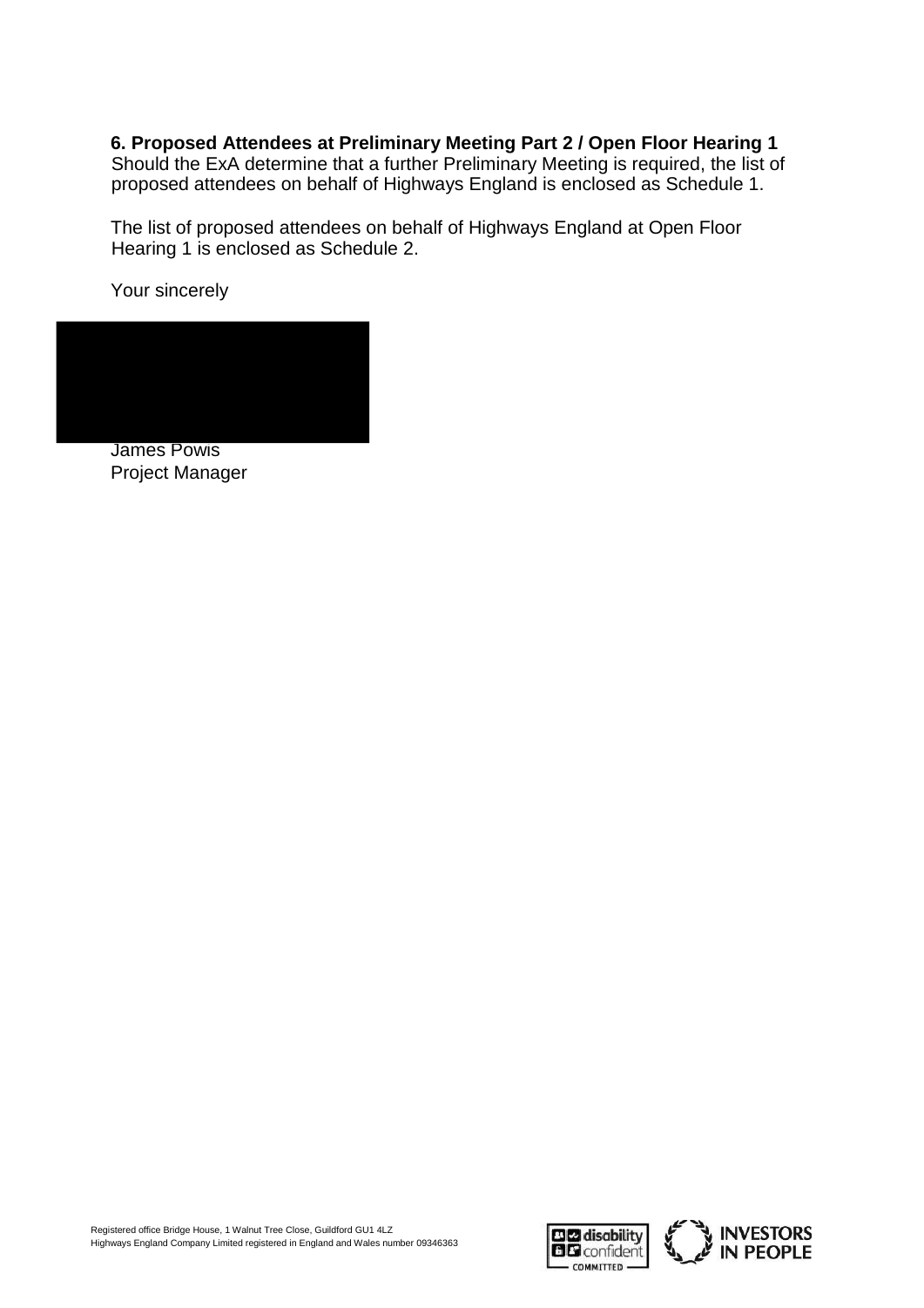**6. Proposed Attendees at Preliminary Meeting Part 2 / Open Floor Hearing 1**

Should the ExA determine that a further Preliminary Meeting is required, the list of proposed attendees on behalf of Highways England is enclosed as Schedule 1.

The list of proposed attendees on behalf of Highways England at Open Floor Hearing 1 is enclosed as Schedule 2.

Your sincerely

James Powis
Project Manager

Registered office Bridge House, 1 Walnut Tree Close, Guildford GU1 4LZ
Highways England Company Limited registered in England and Wales number 09346363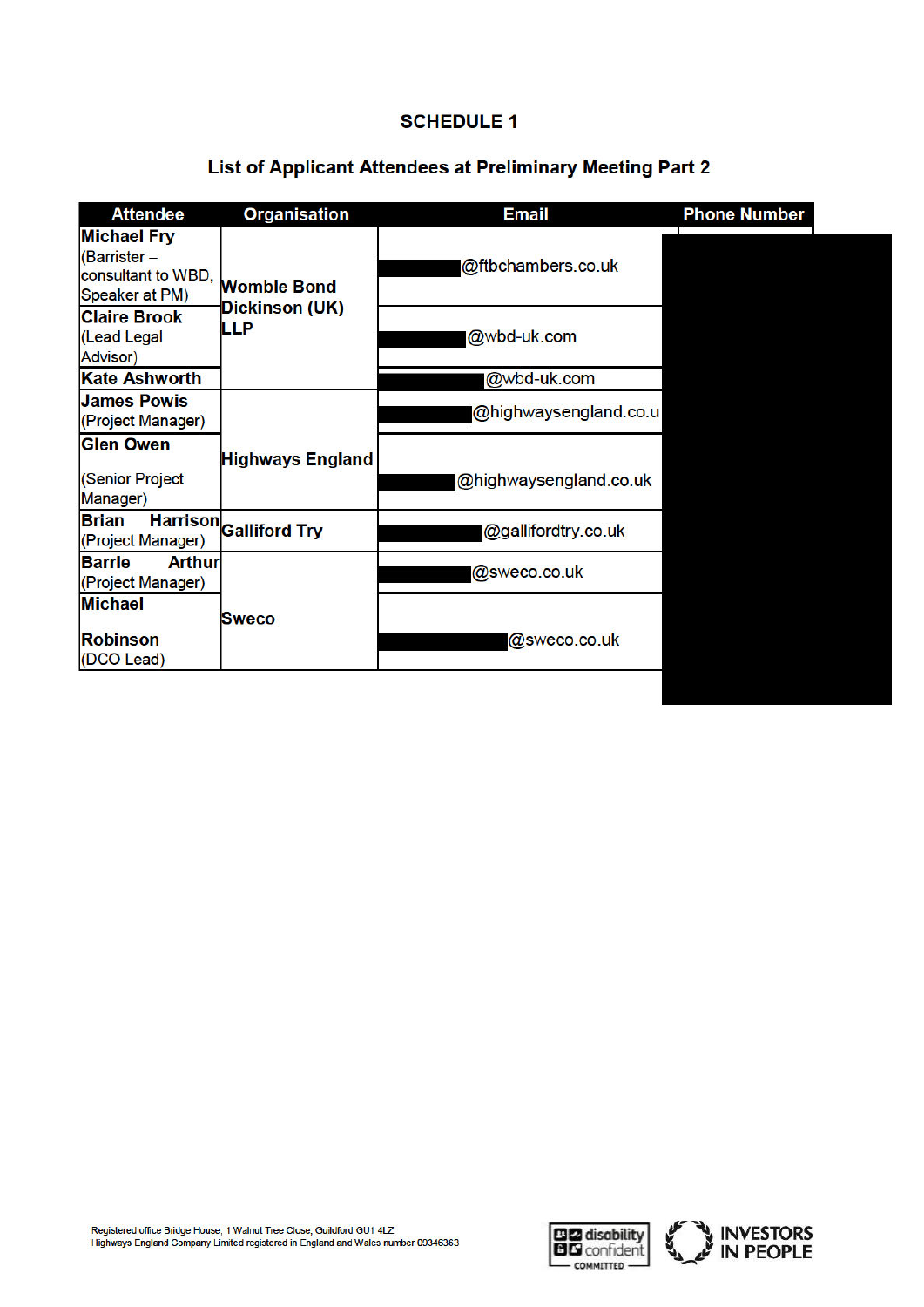## SCHEDULE 1

### List of Applicant Attendees at Preliminary Meeting Part 2

| Attendee | Organisation | Email | Phone Number |
|---|---|---|---|
| **Michael Fry** (Barrister – consultant to WBD, Speaker at PM) | **Womble Bond Dickinson (UK) LLP** | @ftbchambers.co.uk | |
| **Claire Brook** (Lead Legal Advisor) | | @wbd-uk.com | |
| **Kate Ashworth** | | @wbd-uk.com | |
| **James Powis** (Project Manager) | **Highways England** | @highwaysengland.co.u | |
| **Glen Owen** (Senior Project Manager) | | @highwaysengland.co.uk | |
| **Brian Harrison** (Project Manager) | **Galliford Try** | @gallifordtry.co.uk | |
| **Barrie Arthur** (Project Manager) | **Sweco** | @sweco.co.uk | |
| **Michael Robinson** (DCO Lead) | | @sweco.co.uk | |

Registered office Bridge House, 1 Walnut Tree Close, Guildford GU1 4LZ
Highways England Company Limited registered in England and Wales number 09346363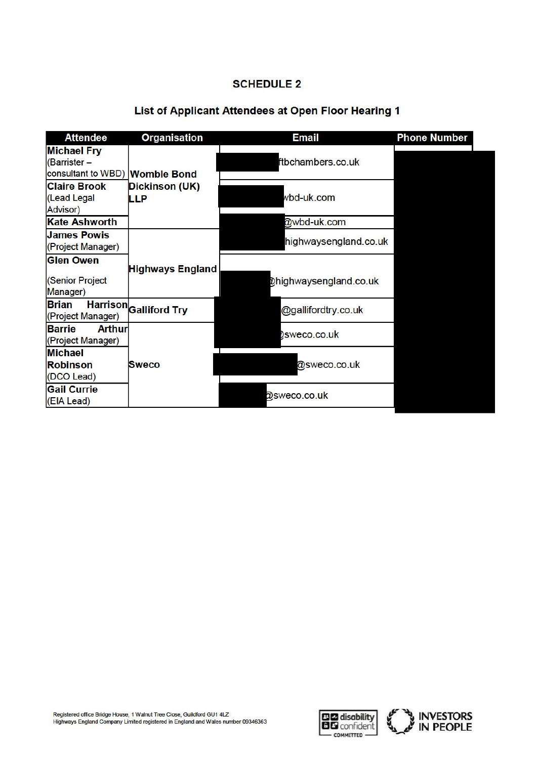## SCHEDULE 2

### List of Applicant Attendees at Open Floor Hearing 1

| Attendee | Organisation | Email | Phone Number |
|---|---|---|---|
| **Michael Fry** (Barrister – consultant to WBD) | **Womble Bond Dickinson (UK) LLP** | ftbchambers.co.uk | |
| **Claire Brook** (Lead Legal Advisor) | | wbd-uk.com | |
| **Kate Ashworth** | | @wbd-uk.com | |
| **James Powis** (Project Manager) | **Highways England** | highwaysengland.co.uk | |
| **Glen Owen** (Senior Project Manager) | | @highwaysengland.co.uk | |
| **Brian Harrison** (Project Manager) | **Galliford Try** | @gallifordtry.co.uk | |
| **Barrie Arthur** (Project Manager) | **Sweco** | sweco.co.uk | |
| **Michael Robinson** (DCO Lead) | | @sweco.co.uk | |
| **Gail Currie** (EIA Lead) | | @sweco.co.uk | |

Registered office Bridge House, 1 Walnut Tree Close, Guildford GU1 4LZ
Highways England Company Limited registered in England and Wales number 09346363